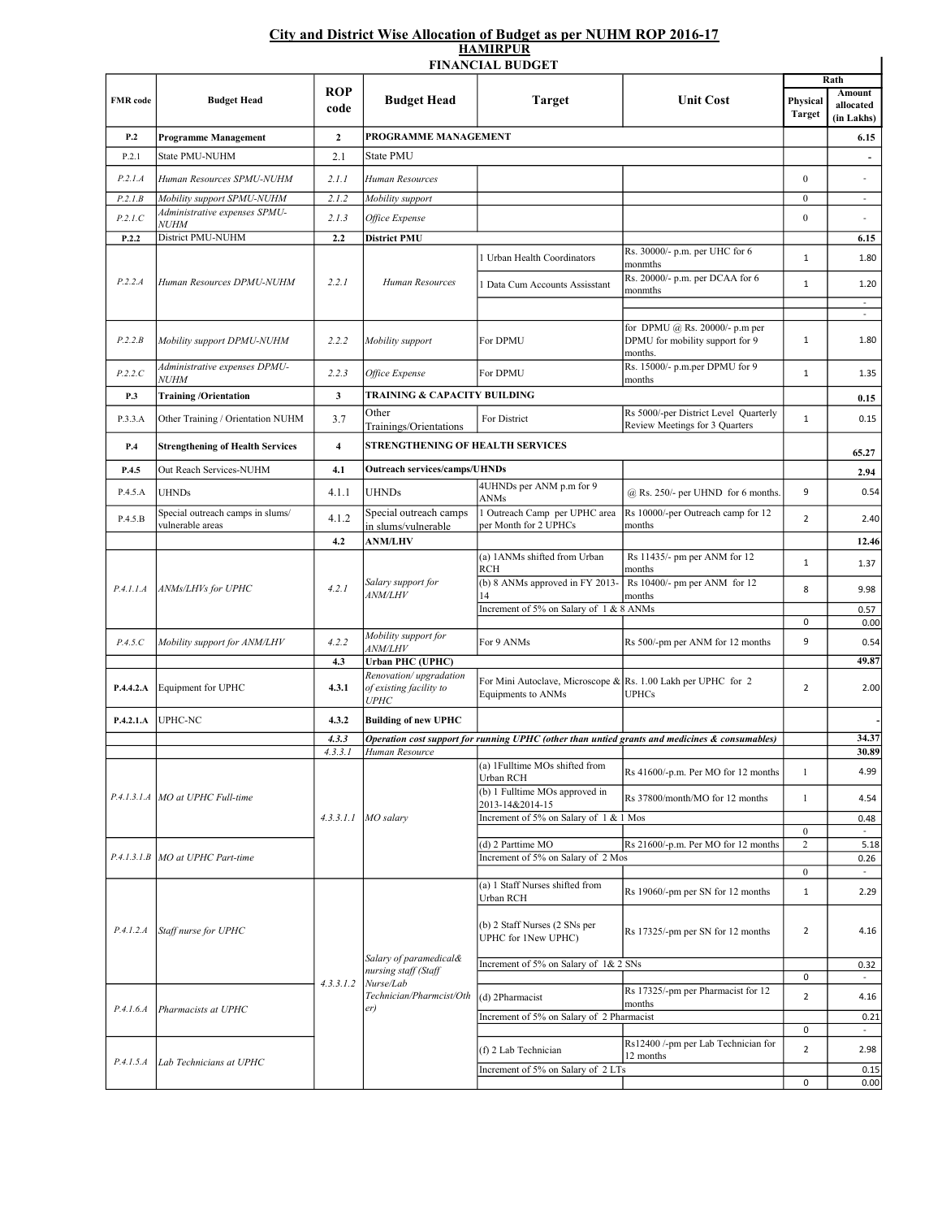# City and District Wise Allocation of Budget as per NUHM ROP 2016-17

## HAMIRPUR

### FINANCIAL BUDGET

| FMR code | Budget Head | ROP code | Budget Head | Target | Unit Cost | Rath | |
|---|---|---|---|---|---|---|---|
| | | | | | | Physical Target | Amount allocated (in Lakhs) |
| **P.2** | **Programme Management** | **2** | **PROGRAMME MANAGEMENT** | | | | **6.15** |
| P.2.1 | State PMU-NUHM | 2.1 | State PMU | | | | - |
| *P.2.1.A* | *Human Resources SPMU-NUHM* | *2.1.1* | *Human Resources* | | | 0 | - |
| *P.2.1.B* | *Mobility support SPMU-NUHM* | *2.1.2* | *Mobility support* | | | 0 | - |
| *P.2.1.C* | *Administrative expenses SPMU-NUHM* | *2.1.3* | *Office Expense* | | | 0 | - |
| **P.2.2** | District PMU-NUHM | **2.2** | **District PMU** | | | | **6.15** |
| *P.2.2.A* | *Human Resources DPMU-NUHM* | *2.2.1* | *Human Resources* | 1 Urban Health Coordinators | Rs. 30000/- p.m. per UHC for 6 monmths | 1 | 1.80 |
| | | | | 1 Data Cum Accounts Assisstant | Rs. 20000/- p.m. per DCAA for 6 monmths | 1 | 1.20 |
| | | | | | | | - |
| | | | | | | | - |
| *P.2.2.B* | *Mobility support DPMU-NUHM* | *2.2.2* | *Mobility support* | For DPMU | for DPMU @ Rs. 20000/- p.m per DPMU for mobility support for 9 months. | 1 | 1.80 |
| *P.2.2.C* | *Administrative expenses DPMU-NUHM* | *2.2.3* | *Office Expense* | For DPMU | Rs. 15000/- p.m.per DPMU for 9 months | 1 | 1.35 |
| **P.3** | **Training /Orientation** | **3** | **TRAINING & CAPACITY BUILDING** | | | | **0.15** |
| P.3.3.A | Other Training / Orientation NUHM | 3.7 | Other Trainings/Orientations | For District | Rs 5000/-per District Level Quarterly Review Meetings for 3 Quarters | 1 | 0.15 |
| **P.4** | **Strengthening of Health Services** | **4** | **STRENGTHENING OF HEALTH SERVICES** | | | | **65.27** |
| **P.4.5** | Out Reach Services-NUHM | **4.1** | **Outreach services/camps/UHNDs** | | | | **2.94** |
| P.4.5.A | UHNDs | 4.1.1 | UHNDs | 4UHNDs per ANM p.m for 9 ANMs | @ Rs. 250/- per UHND for 6 months. | 9 | 0.54 |
| P.4.5.B | Special outreach camps in slums/ vulnerable areas | 4.1.2 | Special outreach camps in slums/vulnerable | 1 Outreach Camp per UPHC area per Month for 2 UPHCs | Rs 10000/-per Outreach camp for 12 months | 2 | 2.40 |
| | | **4.2** | **ANM/LHV** | | | | **12.46** |
| *P.4.1.1.A* | *ANMs/LHVs for UPHC* | *4.2.1* | *Salary support for ANM/LHV* | (a) 1ANMs shifted from Urban RCH | Rs 11435/- pm per ANM for 12 months | 1 | 1.37 |
| | | | | (b) 8 ANMs approved in FY 2013-14 | Rs 10400/- pm per ANM for 12 months | 8 | 9.98 |
| | | | | Increment of 5% on Salary of 1 & 8 ANMs | | | 0.57 |
| | | | | | | 0 | 0.00 |
| *P.4.5.C* | *Mobility support for ANM/LHV* | *4.2.2* | *Mobility support for ANM/LHV* | For 9 ANMs | Rs 500/-pm per ANM for 12 months | 9 | 0.54 |
| | | **4.3** | **Urban PHC (UPHC)** | | | | **49.87** |
| **P.4.4.2.A** | Equipment for UPHC | **4.3.1** | *Renovation/ upgradation of existing facility to UPHC* | For Mini Autoclave, Microscope & Equipments to ANMs | Rs. 1.00 Lakh per UPHC for 2 UPHCs | 2 | 2.00 |
| **P.4.2.1.A** | UPHC-NC | **4.3.2** | **Building of new UPHC** | | | | - |
| | | *4.3.3* | ***Operation cost support for running UPHC (other than untied grants and medicines & consumables)*** | | | | **34.37** |
| | | *4.3.3.1* | *Human Resource* | | | | **30.89** |
| *P.4.1.3.1.A* | *MO at UPHC Full-time* | *4.3.3.1.1* | *MO salary* | (a) 1Fulltime MOs shifted from Urban RCH | Rs 41600/-p.m. Per MO for 12 months | 1 | 4.99 |
| | | | | (b) 1 Fulltime MOs approved in 2013-14&2014-15 | Rs 37800/month/MO for 12 months | 1 | 4.54 |
| | | | | Increment of 5% on Salary of 1 & 1 Mos | | | 0.48 |
| | | | | | | 0 | - |
| *P.4.1.3.1.B* | *MO at UPHC Part-time* | | | (d) 2 Parttime MO | Rs 21600/-p.m. Per MO for 12 months | 2 | 5.18 |
| | | | | Increment of 5% on Salary of 2 Mos | | | 0.26 |
| | | | | | | 0 | - |
| *P.4.1.2.A* | *Staff nurse for UPHC* | *4.3.3.1.2* | *Salary of paramedical& nursing staff (Staff Nurse/Lab Technician/Pharmcist/Other)* | (a) 1 Staff Nurses shifted from Urban RCH | Rs 19060/-pm per SN for 12 months | 1 | 2.29 |
| | | | | (b) 2 Staff Nurses (2 SNs per UPHC for 1New UPHC) | Rs 17325/-pm per SN for 12 months | 2 | 4.16 |
| | | | | Increment of 5% on Salary of 1& 2 SNs | | | 0.32 |
| | | | | | | 0 | - |
| *P.4.1.6.A* | *Pharmacists at UPHC* | | | (d) 2Pharmacist | Rs 17325/-pm per Pharmacist for 12 months | 2 | 4.16 |
| | | | | Increment of 5% on Salary of 2 Pharmacist | | | 0.21 |
| | | | | | | 0 | - |
| *P.4.1.5.A* | *Lab Technicians at UPHC* | | | (f) 2 Lab Technician | Rs12400 /-pm per Lab Technician for 12 months | 2 | 2.98 |
| | | | | Increment of 5% on Salary of 2 LTs | | | 0.15 |
| | | | | | | 0 | 0.00 |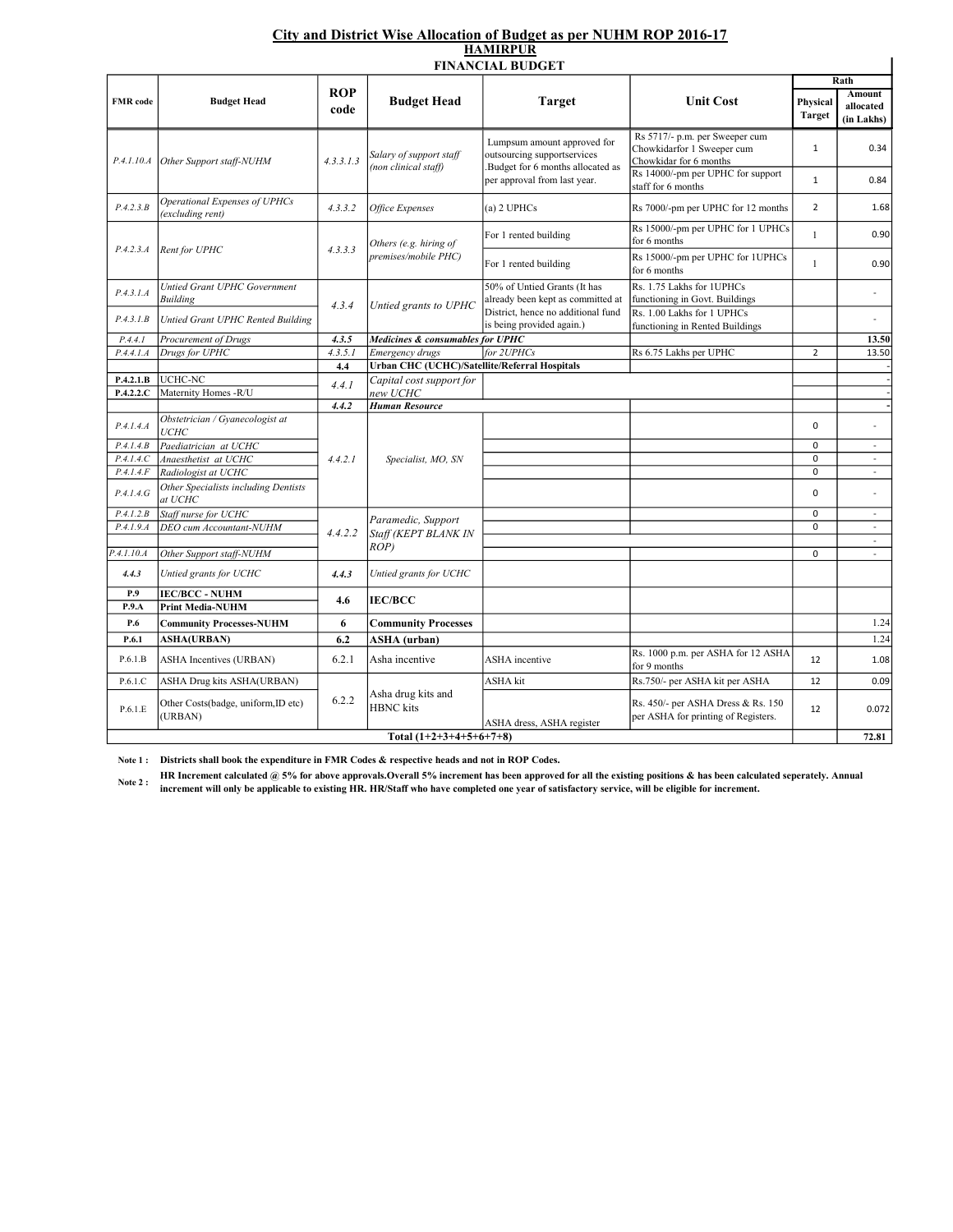## City and District Wise Allocation of Budget as per NUHM ROP 2016-17

### HAMIRPUR

### FINANCIAL BUDGET

| FMR code | Budget Head | ROP code | Budget Head | Target | Unit Cost | Rath | |
|---|---|---|---|---|---|---|---|
| | | | | | | Physical Target | Amount allocated (in Lakhs) |
| P.4.1.10.A | Other Support staff-NUHM | 4.3.3.1.3 | Salary of support staff (non clinical staff) | Lumpsum amount approved for outsourcing supportservices .Budget for 6 months allocated as per approval from last year. | Rs 5717/- p.m. per Sweeper cum Chowkidarfor 1 Sweeper cum Chowkidar for 6 months | 1 | 0.34 |
| | | | | | Rs 14000/-pm per UPHC for support staff for 6 months | 1 | 0.84 |
| P.4.2.3.B | Operational Expenses of UPHCs (excluding rent) | 4.3.3.2 | Office Expenses | (a) 2 UPHCs | Rs 7000/-pm per UPHC for 12 months | 2 | 1.68 |
| P.4.2.3.A | Rent for UPHC | 4.3.3.3 | Others (e.g. hiring of premises/mobile PHC) | For 1 rented building | Rs 15000/-pm per UPHC for 1 UPHCs for 6 months | 1 | 0.90 |
| | | | | For 1 rented building | Rs 15000/-pm per UPHC for 1UPHCs for 6 months | 1 | 0.90 |
| P.4.3.1.A | Untied Grant UPHC Government Building | 4.3.4 | Untied grants to UPHC | 50% of Untied Grants (It has already been kept as committed at District, hence no additional fund is being provided again.) | Rs. 1.75 Lakhs for 1UPHCs functioning in Govt. Buildings | | - |
| P.4.3.1.B | Untied Grant UPHC Rented Building | | | | Rs. 1.00 Lakhs for 1 UPHCs functioning in Rented Buildings | | - |
| P.4.4.1 | Procurement of Drugs | **4.3.5** | **Medicines & consumables for UPHC** | | | | **13.50** |
| P.4.4.1.A | Drugs for UPHC | 4.3.5.1 | Emergency drugs | for 2UPHCs | Rs 6.75 Lakhs per UPHC | 2 | 13.50 |
| | | **4.4** | **Urban CHC (UCHC)/Satellite/Referral Hospitals** | | | | - |
| **P.4.2.1.B** | UCHC-NC | 4.4.1 | Capital cost support for new UCHC | | | | - |
| **P.4.2.2.C** | Maternity Homes -R/U | | | | | | - |
| | | **4.4.2** | **Human Resource** | | | | **-** |
| P.4.1.4.A | Obstetrician / Gyanecologist at UCHC | 4.4.2.1 | Specialist, MO, SN | | | 0 | - |
| P.4.1.4.B | Paediatrician at UCHC | | | | | 0 | - |
| P.4.1.4.C | Anaesthetist at UCHC | | | | | 0 | - |
| P.4.1.4.F | Radiologist at UCHC | | | | | 0 | - |
| P.4.1.4.G | Other Specialists including Dentists at UCHC | | | | | 0 | - |
| P.4.1.2.B | Staff nurse for UCHC | 4.4.2.2 | Paramedic, Support Staff (KEPT BLANK IN ROP) | | | 0 | - |
| P.4.1.9.A | DEO cum Accountant-NUHM | | | | | 0 | - |
| | | | | | | | - |
| P.4.1.10.A | Other Support staff-NUHM | | | | | 0 | - |
| **4.4.3** | Untied grants for UCHC | **4.4.3** | Untied grants for UCHC | | | | |
| **P.9** | **IEC/BCC - NUHM** | **4.6** | **IEC/BCC** | | | | |
| **P.9.A** | **Print Media-NUHM** | | | | | | |
| **P.6** | **Community Processes-NUHM** | **6** | **Community Processes** | | | | 1.24 |
| **P.6.1** | **ASHA(URBAN)** | **6.2** | **ASHA (urban)** | | | | 1.24 |
| P.6.1.B | ASHA Incentives (URBAN) | 6.2.1 | Asha incentive | ASHA incentive | Rs. 1000 p.m. per ASHA for 12 ASHA for 9 months | 12 | 1.08 |
| P.6.1.C | ASHA Drug kits ASHA(URBAN) | 6.2.2 | Asha drug kits and HBNC kits | ASHA kit | Rs.750/- per ASHA kit per ASHA | 12 | 0.09 |
| P.6.1.E | Other Costs(badge, uniform,ID etc) (URBAN) | | | ASHA dress, ASHA register | Rs. 450/- per ASHA Dress & Rs. 150 per ASHA for printing of Registers. | 12 | 0.072 |
| **Total (1+2+3+4+5+6+7+8)** | | | | | | | **72.81** |

**Note 1 :** **Districts shall book the expenditure in FMR Codes & respective heads and not in ROP Codes.**

**Note 2 :** **HR Increment calculated @ 5% for above approvals.Overall 5% increment has been approved for all the existing positions & has been calculated seperately. Annual increment will only be applicable to existing HR. HR/Staff who have completed one year of satisfactory service, will be eligible for increment.**